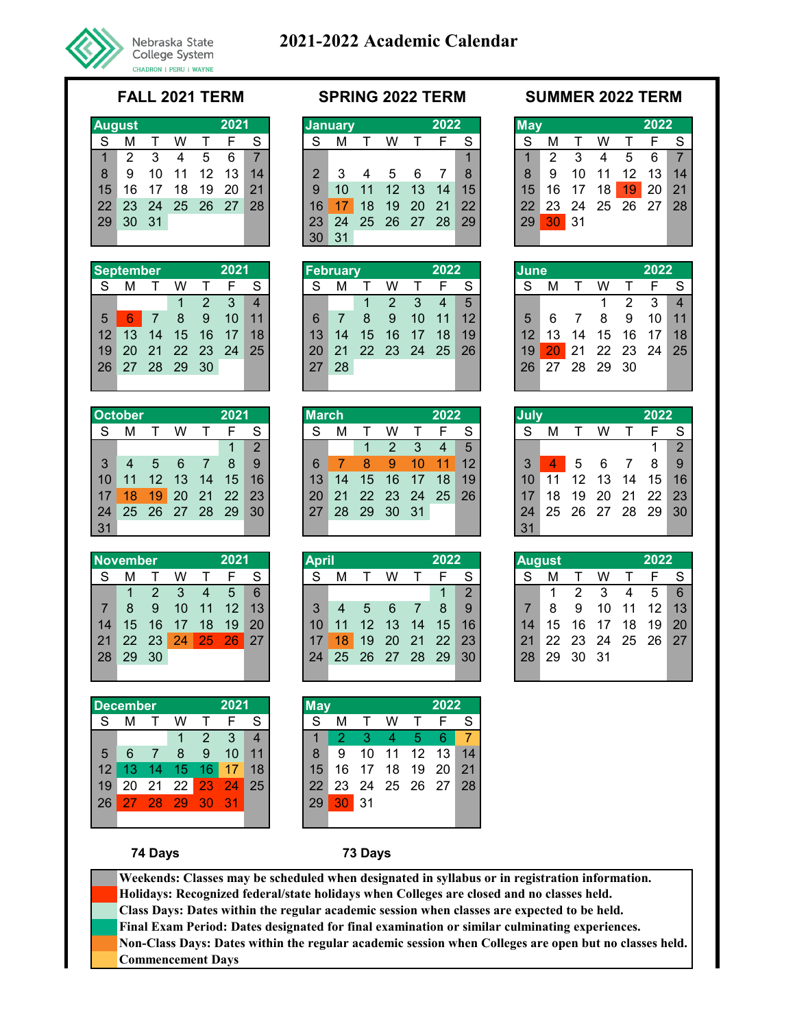Nebraska State College System
CHADRON | PERU | WAYNE

# 2021-2022 Academic Calendar

## FALL 2021 TERM

**August 2021**

| S | M | T | W | T | F | S |
|---|---|---|---|---|---|---|
| 1 | 2 | 3 | 4 | 5 | 6 | 7 |
| 8 | 9 | 10 | 11 | 12 | 13 | 14 |
| 15 | 16 | 17 | 18 | 19 | 20 | 21 |
| 22 | 23 | 24 | 25 | 26 | 27 | 28 |
| 29 | 30 | 31 | | | | |

**September 2021**

| S | M | T | W | T | F | S |
|---|---|---|---|---|---|---|
| | | | 1 | 2 | 3 | 4 |
| 5 | 6 | 7 | 8 | 9 | 10 | 11 |
| 12 | 13 | 14 | 15 | 16 | 17 | 18 |
| 19 | 20 | 21 | 22 | 23 | 24 | 25 |
| 26 | 27 | 28 | 29 | 30 | | |

**October 2021**

| S | M | T | W | T | F | S |
|---|---|---|---|---|---|---|
| | | | | | 1 | 2 |
| 3 | 4 | 5 | 6 | 7 | 8 | 9 |
| 10 | 11 | 12 | 13 | 14 | 15 | 16 |
| 17 | 18 | 19 | 20 | 21 | 22 | 23 |
| 24 | 25 | 26 | 27 | 28 | 29 | 30 |
| 31 | | | | | | |

**November 2021**

| S | M | T | W | T | F | S |
|---|---|---|---|---|---|---|
| | 1 | 2 | 3 | 4 | 5 | 6 |
| 7 | 8 | 9 | 10 | 11 | 12 | 13 |
| 14 | 15 | 16 | 17 | 18 | 19 | 20 |
| 21 | 22 | 23 | 24 | 25 | 26 | 27 |
| 28 | 29 | 30 | | | | |

**December 2021**

| S | M | T | W | T | F | S |
|---|---|---|---|---|---|---|
| | | | 1 | 2 | 3 | 4 |
| 5 | 6 | 7 | 8 | 9 | 10 | 11 |
| 12 | 13 | 14 | 15 | 16 | 17 | 18 |
| 19 | 20 | 21 | 22 | 23 | 24 | 25 |
| 26 | 27 | 28 | 29 | 30 | 31 | |

**74 Days**

## SPRING 2022 TERM

**January 2022**

| S | M | T | W | T | F | S |
|---|---|---|---|---|---|---|
| | | | | | | 1 |
| 2 | 3 | 4 | 5 | 6 | 7 | 8 |
| 9 | 10 | 11 | 12 | 13 | 14 | 15 |
| 16 | 17 | 18 | 19 | 20 | 21 | 22 |
| 23 | 24 | 25 | 26 | 27 | 28 | 29 |
| 30 | 31 | | | | | |

**February 2022**

| S | M | T | W | T | F | S |
|---|---|---|---|---|---|---|
| | | 1 | 2 | 3 | 4 | 5 |
| 6 | 7 | 8 | 9 | 10 | 11 | 12 |
| 13 | 14 | 15 | 16 | 17 | 18 | 19 |
| 20 | 21 | 22 | 23 | 24 | 25 | 26 |
| 27 | 28 | | | | | |

**March 2022**

| S | M | T | W | T | F | S |
|---|---|---|---|---|---|---|
| | | 1 | 2 | 3 | 4 | 5 |
| 6 | 7 | 8 | 9 | 10 | 11 | 12 |
| 13 | 14 | 15 | 16 | 17 | 18 | 19 |
| 20 | 21 | 22 | 23 | 24 | 25 | 26 |
| 27 | 28 | 29 | 30 | 31 | | |

**April 2022**

| S | M | T | W | T | F | S |
|---|---|---|---|---|---|---|
| | | | | | 1 | 2 |
| 3 | 4 | 5 | 6 | 7 | 8 | 9 |
| 10 | 11 | 12 | 13 | 14 | 15 | 16 |
| 17 | 18 | 19 | 20 | 21 | 22 | 23 |
| 24 | 25 | 26 | 27 | 28 | 29 | 30 |

**May 2022**

| S | M | T | W | T | F | S |
|---|---|---|---|---|---|---|
| 1 | 2 | 3 | 4 | 5 | 6 | 7 |
| 8 | 9 | 10 | 11 | 12 | 13 | 14 |
| 15 | 16 | 17 | 18 | 19 | 20 | 21 |
| 22 | 23 | 24 | 25 | 26 | 27 | 28 |
| 29 | 30 | 31 | | | | |

**73 Days**

## SUMMER 2022 TERM

**May 2022**

| S | M | T | W | T | F | S |
|---|---|---|---|---|---|---|
| 1 | 2 | 3 | 4 | 5 | 6 | 7 |
| 8 | 9 | 10 | 11 | 12 | 13 | 14 |
| 15 | 16 | 17 | 18 | 19 | 20 | 21 |
| 22 | 23 | 24 | 25 | 26 | 27 | 28 |
| 29 | 30 | 31 | | | | |

**June 2022**

| S | M | T | W | T | F | S |
|---|---|---|---|---|---|---|
| | | | 1 | 2 | 3 | 4 |
| 5 | 6 | 7 | 8 | 9 | 10 | 11 |
| 12 | 13 | 14 | 15 | 16 | 17 | 18 |
| 19 | 20 | 21 | 22 | 23 | 24 | 25 |
| 26 | 27 | 28 | 29 | 30 | | |

**July 2022**

| S | M | T | W | T | F | S |
|---|---|---|---|---|---|---|
| | | | | | 1 | 2 |
| 3 | 4 | 5 | 6 | 7 | 8 | 9 |
| 10 | 11 | 12 | 13 | 14 | 15 | 16 |
| 17 | 18 | 19 | 20 | 21 | 22 | 23 |
| 24 | 25 | 26 | 27 | 28 | 29 | 30 |
| 31 | | | | | | |

**August 2022**

| S | M | T | W | T | F | S |
|---|---|---|---|---|---|---|
| | 1 | 2 | 3 | 4 | 5 | 6 |
| 7 | 8 | 9 | 10 | 11 | 12 | 13 |
| 14 | 15 | 16 | 17 | 18 | 19 | 20 |
| 21 | 22 | 23 | 24 | 25 | 26 | 27 |
| 28 | 29 | 30 | 31 | | | |

## Legend

- **Weekends:** Classes may be scheduled when designated in syllabus or in registration information.
- **Holidays:** Recognized federal/state holidays when Colleges are closed and no classes held.
- **Class Days:** Dates within the regular academic session when classes are expected to be held.
- **Final Exam Period:** Dates designated for final examination or similar culminating experiences.
- **Non-Class Days:** Dates within the regular academic session when Colleges are open but no classes held.
- **Commencement Days**